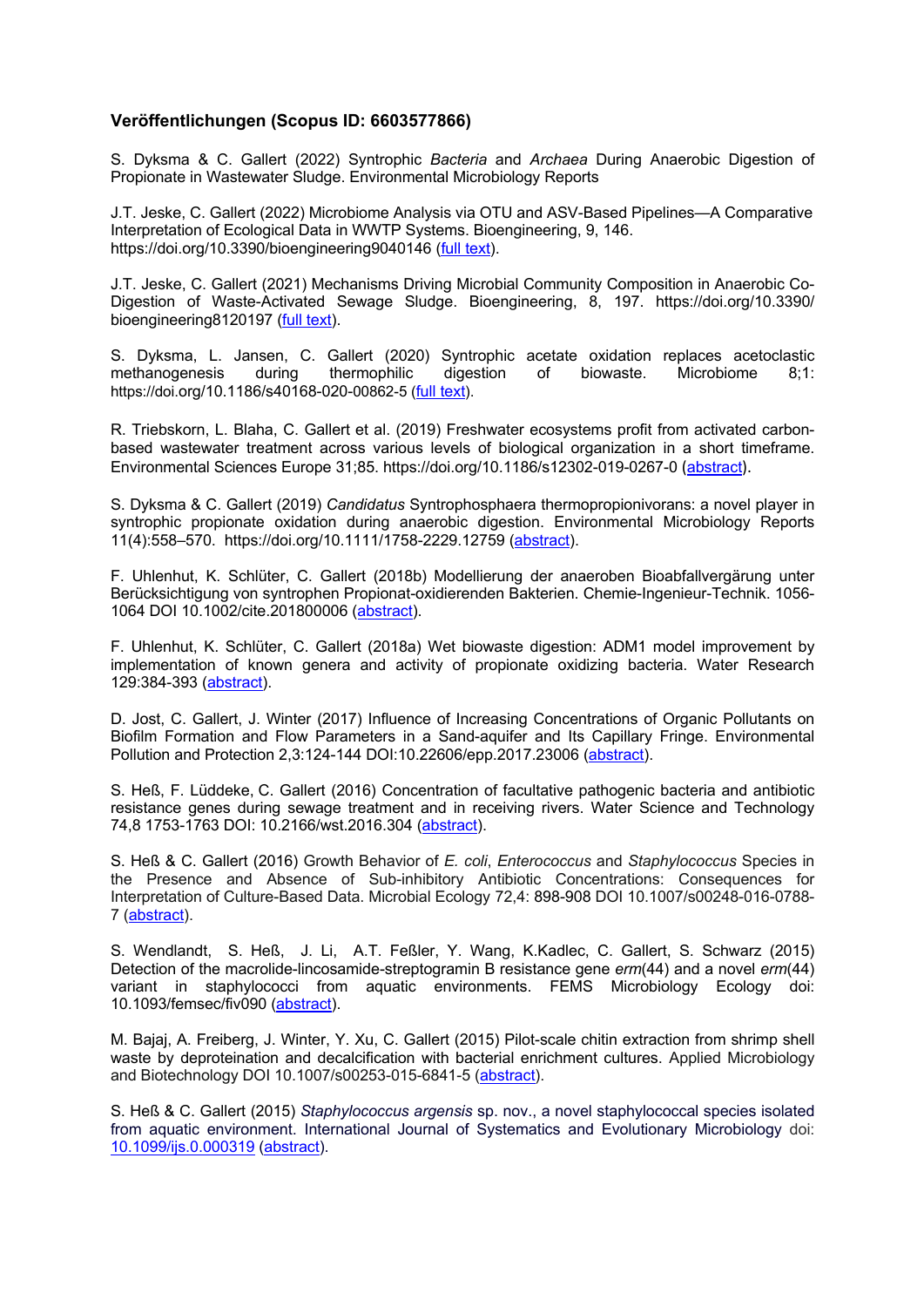### Veröffentlichungen (Scopus ID: 6603577866)

S. Dyksma & C. Gallert (2022) Syntrophic *Bacteria* and *Archaea* During Anaerobic Digestion of Propionate in Wastewater Sludge. Environmental Microbiology Reports

J.T. Jeske, C. Gallert (2022) Microbiome Analysis via OTU and ASV-Based Pipelines—A Comparative Interpretation of Ecological Data in WWTP Systems. Bioengineering, 9, 146. https://doi.org/10.3390/bioengineering9040146 (full text).

J.T. Jeske, C. Gallert (2021) Mechanisms Driving Microbial Community Composition in Anaerobic Co-Digestion of Waste-Activated Sewage Sludge. Bioengineering, 8, 197. https://doi.org/10.3390/bioengineering8120197 (full text).

S. Dyksma, L. Jansen, C. Gallert (2020) Syntrophic acetate oxidation replaces acetoclastic methanogenesis during thermophilic digestion of biowaste. Microbiome 8;1: https://doi.org/10.1186/s40168-020-00862-5 (full text).

R. Triebskorn, L. Blaha, C. Gallert et al. (2019) Freshwater ecosystems profit from activated carbon-based wastewater treatment across various levels of biological organization in a short timeframe. Environmental Sciences Europe 31;85. https://doi.org/10.1186/s12302-019-0267-0 (abstract).

S. Dyksma & C. Gallert (2019) *Candidatus* Syntrophosphaera thermopropionivorans: a novel player in syntrophic propionate oxidation during anaerobic digestion. Environmental Microbiology Reports 11(4):558–570. https://doi.org/10.1111/1758-2229.12759 (abstract).

F. Uhlenhut, K. Schlüter, C. Gallert (2018b) Modellierung der anaeroben Bioabfallvergärung unter Berücksichtigung von syntrophen Propionat-oxidierenden Bakterien. Chemie-Ingenieur-Technik. 1056-1064 DOI 10.1002/cite.201800006 (abstract).

F. Uhlenhut, K. Schlüter, C. Gallert (2018a) Wet biowaste digestion: ADM1 model improvement by implementation of known genera and activity of propionate oxidizing bacteria. Water Research 129:384-393 (abstract).

D. Jost, C. Gallert, J. Winter (2017) Influence of Increasing Concentrations of Organic Pollutants on Biofilm Formation and Flow Parameters in a Sand-aquifer and Its Capillary Fringe. Environmental Pollution and Protection 2,3:124-144 DOI:10.22606/epp.2017.23006 (abstract).

S. Heß, F. Lüddeke, C. Gallert (2016) Concentration of facultative pathogenic bacteria and antibiotic resistance genes during sewage treatment and in receiving rivers. Water Science and Technology 74,8 1753-1763 DOI: 10.2166/wst.2016.304 (abstract).

S. Heß & C. Gallert (2016) Growth Behavior of *E. coli*, *Enterococcus* and *Staphylococcus* Species in the Presence and Absence of Sub-inhibitory Antibiotic Concentrations: Consequences for Interpretation of Culture-Based Data. Microbial Ecology 72,4: 898-908 DOI 10.1007/s00248-016-0788-7 (abstract).

S. Wendlandt, S. Heß, J. Li, A.T. Feßler, Y. Wang, K.Kadlec, C. Gallert, S. Schwarz (2015) Detection of the macrolide-lincosamide-streptogramin B resistance gene *erm*(44) and a novel *erm*(44) variant in staphylococci from aquatic environments. FEMS Microbiology Ecology doi: 10.1093/femsec/fiv090 (abstract).

M. Bajaj, A. Freiberg, J. Winter, Y. Xu, C. Gallert (2015) Pilot-scale chitin extraction from shrimp shell waste by deproteination and decalcification with bacterial enrichment cultures. Applied Microbiology and Biotechnology DOI 10.1007/s00253-015-6841-5 (abstract).

S. Heß & C. Gallert (2015) *Staphylococcus argensis* sp. nov., a novel staphylococcal species isolated from aquatic environment. International Journal of Systematics and Evolutionary Microbiology doi: 10.1099/ijs.0.000319 (abstract).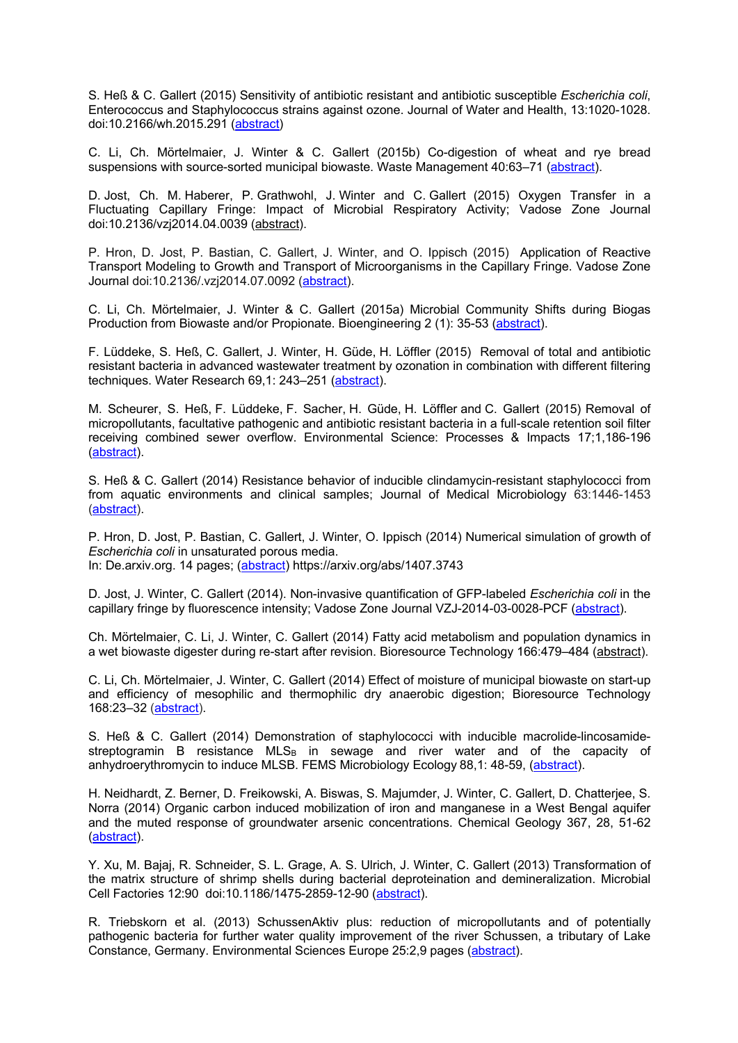S. Heß & C. Gallert (2015) Sensitivity of antibiotic resistant and antibiotic susceptible *Escherichia coli*, Enterococcus and Staphylococcus strains against ozone. Journal of Water and Health, 13:1020-1028. doi:10.2166/wh.2015.291 (abstract)

C. Li, Ch. Mörtelmaier, J. Winter & C. Gallert (2015b) Co-digestion of wheat and rye bread suspensions with source-sorted municipal biowaste. Waste Management 40:63–71 (abstract).

D. Jost, Ch. M. Haberer, P. Grathwohl, J. Winter and C. Gallert (2015) Oxygen Transfer in a Fluctuating Capillary Fringe: Impact of Microbial Respiratory Activity; Vadose Zone Journal doi:10.2136/vzj2014.04.0039 (abstract).

P. Hron, D. Jost, P. Bastian, C. Gallert, J. Winter, and O. Ippisch (2015) Application of Reactive Transport Modeling to Growth and Transport of Microorganisms in the Capillary Fringe. Vadose Zone Journal doi:10.2136/.vzj2014.07.0092 (abstract).

C. Li, Ch. Mörtelmaier, J. Winter & C. Gallert (2015a) Microbial Community Shifts during Biogas Production from Biowaste and/or Propionate. Bioengineering 2 (1): 35-53 (abstract).

F. Lüddeke, S. Heß, C. Gallert, J. Winter, H. Güde, H. Löffler (2015) Removal of total and antibiotic resistant bacteria in advanced wastewater treatment by ozonation in combination with different filtering techniques. Water Research 69,1: 243–251 (abstract).

M. Scheurer, S. Heß, F. Lüddeke, F. Sacher, H. Güde, H. Löffler and C. Gallert (2015) Removal of micropollutants, facultative pathogenic and antibiotic resistant bacteria in a full-scale retention soil filter receiving combined sewer overflow. Environmental Science: Processes & Impacts 17;1,186-196 (abstract).

S. Heß & C. Gallert (2014) Resistance behavior of inducible clindamycin-resistant staphylococci from from aquatic environments and clinical samples; Journal of Medical Microbiology 63:1446-1453 (abstract).

P. Hron, D. Jost, P. Bastian, C. Gallert, J. Winter, O. Ippisch (2014) Numerical simulation of growth of *Escherichia coli* in unsaturated porous media.
In: De.arxiv.org. 14 pages; (abstract) https://arxiv.org/abs/1407.3743

D. Jost, J. Winter, C. Gallert (2014). Non-invasive quantification of GFP-labeled *Escherichia coli* in the capillary fringe by fluorescence intensity; Vadose Zone Journal VZJ-2014-03-0028-PCF (abstract).

Ch. Mörtelmaier, C. Li, J. Winter, C. Gallert (2014) Fatty acid metabolism and population dynamics in a wet biowaste digester during re-start after revision. Bioresource Technology 166:479–484 (abstract).

C. Li, Ch. Mörtelmaier, J. Winter, C. Gallert (2014) Effect of moisture of municipal biowaste on start-up and efficiency of mesophilic and thermophilic dry anaerobic digestion; Bioresource Technology 168:23–32 (abstract).

S. Heß & C. Gallert (2014) Demonstration of staphylococci with inducible macrolide-lincosamide-streptogramin B resistance $MLS_B$ in sewage and river water and of the capacity of anhydroerythromycin to induce MLSB. FEMS Microbiology Ecology 88,1: 48-59, (abstract).

H. Neidhardt, Z. Berner, D. Freikowski, A. Biswas, S. Majumder, J. Winter, C. Gallert, D. Chatterjee, S. Norra (2014) Organic carbon induced mobilization of iron and manganese in a West Bengal aquifer and the muted response of groundwater arsenic concentrations. Chemical Geology 367, 28, 51-62 (abstract).

Y. Xu, M. Bajaj, R. Schneider, S. L. Grage, A. S. Ulrich, J. Winter, C. Gallert (2013) Transformation of the matrix structure of shrimp shells during bacterial deproteination and demineralization. Microbial Cell Factories 12:90 doi:10.1186/1475-2859-12-90 (abstract).

R. Triebskorn et al. (2013) SchussenAktiv plus: reduction of micropollutants and of potentially pathogenic bacteria for further water quality improvement of the river Schussen, a tributary of Lake Constance, Germany. Environmental Sciences Europe 25:2,9 pages (abstract).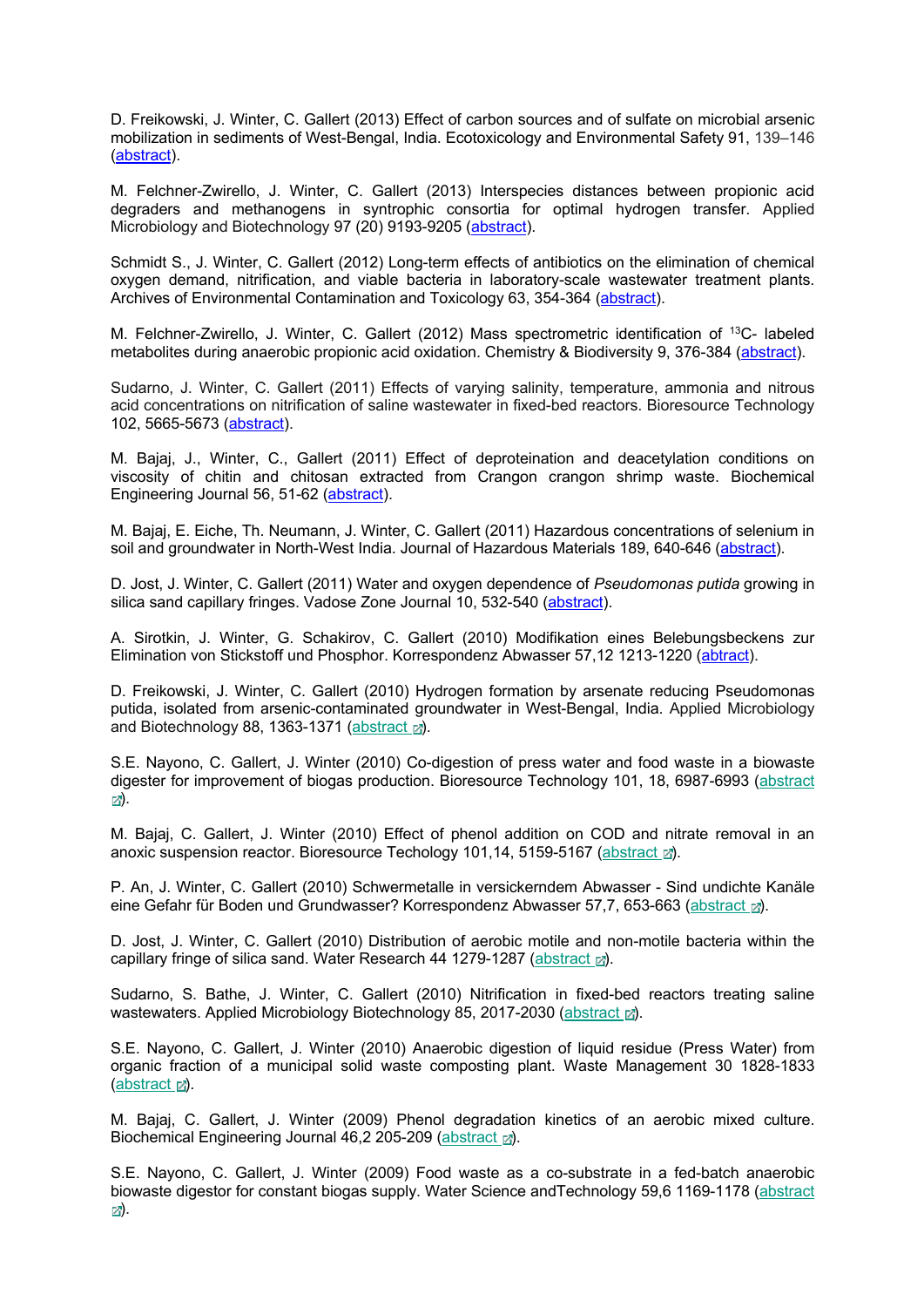D. Freikowski, J. Winter, C. Gallert (2013) Effect of carbon sources and of sulfate on microbial arsenic mobilization in sediments of West-Bengal, India. Ecotoxicology and Environmental Safety 91, 139–146 (abstract).

M. Felchner-Zwirello, J. Winter, C. Gallert (2013) Interspecies distances between propionic acid degraders and methanogens in syntrophic consortia for optimal hydrogen transfer. Applied Microbiology and Biotechnology 97 (20) 9193-9205 (abstract).

Schmidt S., J. Winter, C. Gallert (2012) Long-term effects of antibiotics on the elimination of chemical oxygen demand, nitrification, and viable bacteria in laboratory-scale wastewater treatment plants. Archives of Environmental Contamination and Toxicology 63, 354-364 (abstract).

M. Felchner-Zwirello, J. Winter, C. Gallert (2012) Mass spectrometric identification of $^{13}C$- labeled metabolites during anaerobic propionic acid oxidation. Chemistry & Biodiversity 9, 376-384 (abstract).

Sudarno, J. Winter, C. Gallert (2011) Effects of varying salinity, temperature, ammonia and nitrous acid concentrations on nitrification of saline wastewater in fixed-bed reactors. Bioresource Technology 102, 5665-5673 (abstract).

M. Bajaj, J., Winter, C., Gallert (2011) Effect of deproteination and deacetylation conditions on viscosity of chitin and chitosan extracted from Crangon crangon shrimp waste. Biochemical Engineering Journal 56, 51-62 (abstract).

M. Bajaj, E. Eiche, Th. Neumann, J. Winter, C. Gallert (2011) Hazardous concentrations of selenium in soil and groundwater in North-West India. Journal of Hazardous Materials 189, 640-646 (abstract).

D. Jost, J. Winter, C. Gallert (2011) Water and oxygen dependence of *Pseudomonas putida* growing in silica sand capillary fringes. Vadose Zone Journal 10, 532-540 (abstract).

A. Sirotkin, J. Winter, G. Schakirov, C. Gallert (2010) Modifikation eines Belebungsbeckens zur Elimination von Stickstoff und Phosphor. Korrespondenz Abwasser 57,12 1213-1220 (abtract).

D. Freikowski, J. Winter, C. Gallert (2010) Hydrogen formation by arsenate reducing Pseudomonas putida, isolated from arsenic-contaminated groundwater in West-Bengal, India. Applied Microbiology and Biotechnology 88, 1363-1371 (abstract).

S.E. Nayono, C. Gallert, J. Winter (2010) Co-digestion of press water and food waste in a biowaste digester for improvement of biogas production. Bioresource Technology 101, 18, 6987-6993 (abstract).

M. Bajaj, C. Gallert, J. Winter (2010) Effect of phenol addition on COD and nitrate removal in an anoxic suspension reactor. Bioresource Techology 101,14, 5159-5167 (abstract).

P. An, J. Winter, C. Gallert (2010) Schwermetalle in versickerndem Abwasser - Sind undichte Kanäle eine Gefahr für Boden und Grundwasser? Korrespondenz Abwasser 57,7, 653-663 (abstract).

D. Jost, J. Winter, C. Gallert (2010) Distribution of aerobic motile and non-motile bacteria within the capillary fringe of silica sand. Water Research 44 1279-1287 (abstract).

Sudarno, S. Bathe, J. Winter, C. Gallert (2010) Nitrification in fixed-bed reactors treating saline wastewaters. Applied Microbiology Biotechnology 85, 2017-2030 (abstract).

S.E. Nayono, C. Gallert, J. Winter (2010) Anaerobic digestion of liquid residue (Press Water) from organic fraction of a municipal solid waste composting plant. Waste Management 30 1828-1833 (abstract).

M. Bajaj, C. Gallert, J. Winter (2009) Phenol degradation kinetics of an aerobic mixed culture. Biochemical Engineering Journal 46,2 205-209 (abstract).

S.E. Nayono, C. Gallert, J. Winter (2009) Food waste as a co-substrate in a fed-batch anaerobic biowaste digestor for constant biogas supply. Water Science andTechnology 59,6 1169-1178 (abstract).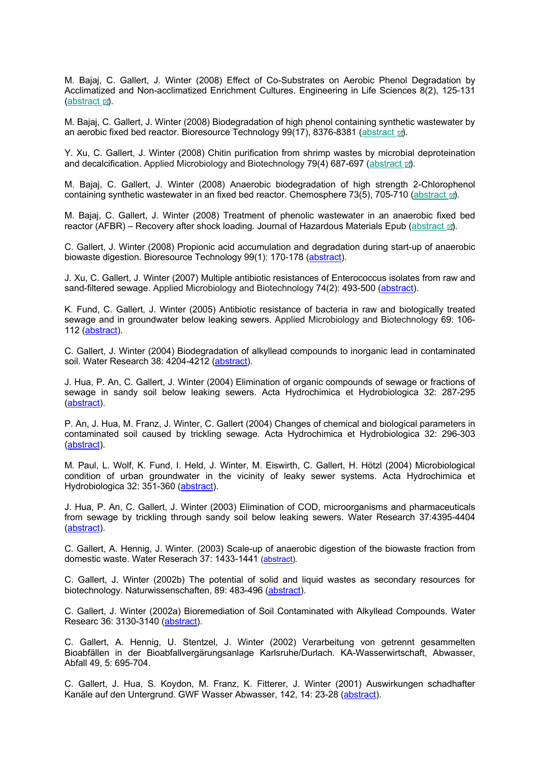M. Bajaj, C. Gallert, J. Winter (2008) Effect of Co-Substrates on Aerobic Phenol Degradation by Acclimatized and Non-acclimatized Enrichment Cultures. Engineering in Life Sciences 8(2), 125-131 (abstract).

M. Bajaj, C. Gallert, J. Winter (2008) Biodegradation of high phenol containing synthetic wastewater by an aerobic fixed bed reactor. Bioresource Technology 99(17), 8376-8381 (abstract).

Y. Xu, C. Gallert, J. Winter (2008) Chitin purification from shrimp wastes by microbial deproteination and decalcification. Applied Microbiology and Biotechnology 79(4) 687-697 (abstract).

M. Bajaj, C. Gallert, J. Winter (2008) Anaerobic biodegradation of high strength 2-Chlorophenol containing synthetic wastewater in an fixed bed reactor. Chemosphere 73(5), 705-710 (abstract).

M. Bajaj, C. Gallert, J. Winter (2008) Treatment of phenolic wastewater in an anaerobic fixed bed reactor (AFBR) – Recovery after shock loading. Journal of Hazardous Materials Epub (abstract).

C. Gallert, J. Winter (2008) Propionic acid accumulation and degradation during start-up of anaerobic biowaste digestion. Bioresource Technology 99(1): 170-178 (abstract).

J. Xu, C. Gallert, J. Winter (2007) Multiple antibiotic resistances of Enterococcus isolates from raw and sand-filtered sewage. Applied Microbiology and Biotechnology 74(2): 493-500 (abstract).

K. Fund, C. Gallert, J. Winter (2005) Antibiotic resistance of bacteria in raw and biologically treated sewage and in groundwater below leaking sewers. Applied Microbiology and Biotechnology 69: 106-112 (abstract).

C. Gallert, J. Winter (2004) Biodegradation of alkyllead compounds to inorganic lead in contaminated soil. Water Research 38: 4204-4212 (abstract).

J. Hua, P. An, C. Gallert, J. Winter (2004) Elimination of organic compounds of sewage or fractions of sewage in sandy soil below leaking sewers. Acta Hydrochimica et Hydrobiologica 32: 287-295 (abstract).

P. An, J. Hua, M. Franz, J. Winter, C. Gallert (2004) Changes of chemical and biological parameters in contaminated soil caused by trickling sewage. Acta Hydrochimica et Hydrobiologica 32: 296-303 (abstract).

M. Paul, L. Wolf, K. Fund, I. Held, J. Winter, M. Eiswirth, C. Gallert, H. Hötzl (2004) Microbiological condition of urban groundwater in the vicinity of leaky sewer systems. Acta Hydrochimica et Hydrobiologica 32: 351-360 (abstract).

J. Hua, P. An, C. Gallert, J. Winter (2003) Elimination of COD, microorganisms and pharmaceuticals from sewage by trickling through sandy soil below leaking sewers. Water Research 37:4395-4404 (abstract).

C. Gallert, A. Hennig, J. Winter. (2003) Scale-up of anaerobic digestion of the biowaste fraction from domestic waste. Water Reserach 37: 1433-1441 (abstract).

C. Gallert, J. Winter (2002b) The potential of solid and liquid wastes as secondary resources for biotechnology. Naturwissenschaften, 89: 483-496 (abstract).

C. Gallert, J. Winter (2002a) Bioremediation of Soil Contaminated with Alkyllead Compounds. Water Researc 36: 3130-3140 (abstract).

C. Gallert, A. Hennig, U. Stentzel, J. Winter (2002) Verarbeitung von getrennt gesammelten Bioabfällen in der Bioabfallvergärungsanlage Karlsruhe/Durlach. KA-Wasserwirtschaft, Abwasser, Abfall 49, 5: 695-704.

C. Gallert, J. Hua, S. Koydon, M. Franz, K. Fitterer, J. Winter (2001) Auswirkungen schadhafter Kanäle auf den Untergrund. GWF Wasser Abwasser, 142, 14: 23-28 (abstract).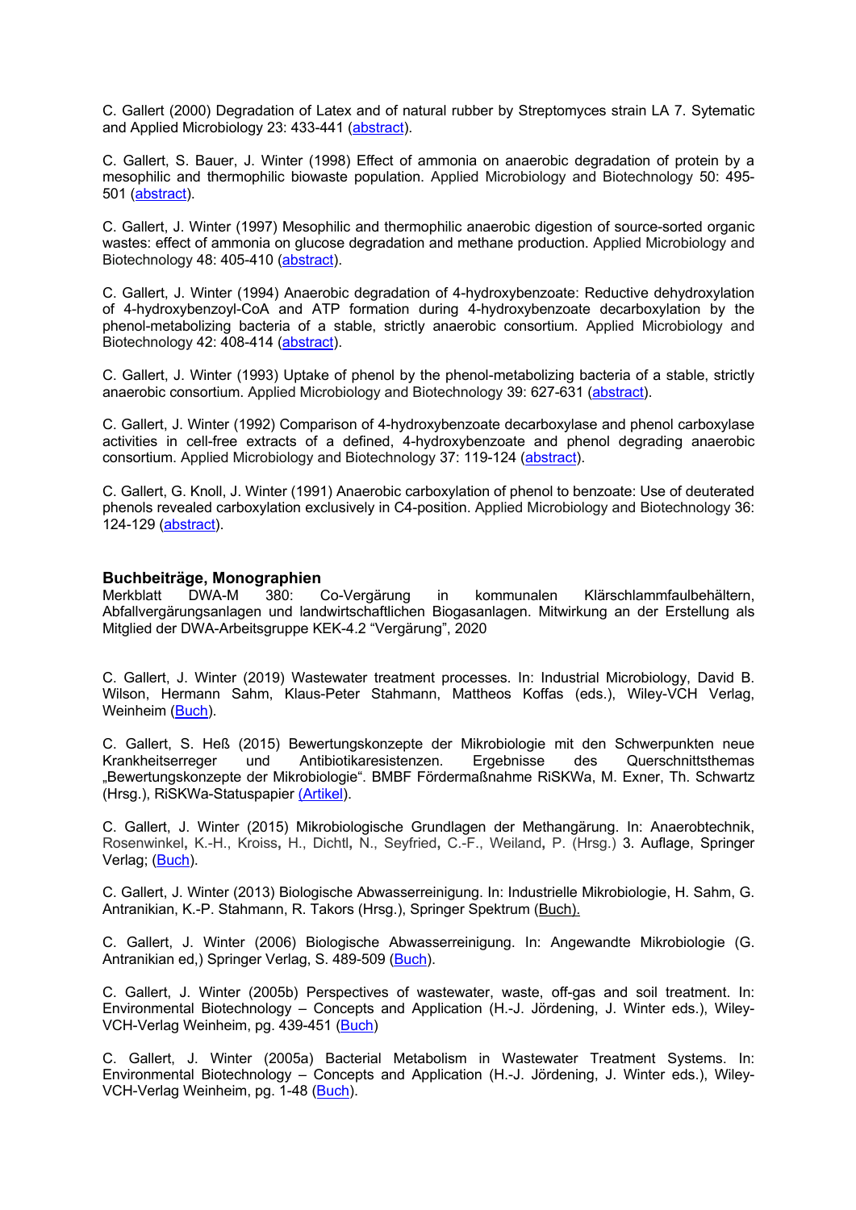C. Gallert (2000) Degradation of Latex and of natural rubber by Streptomyces strain LA 7. Sytematic and Applied Microbiology 23: 433-441 (abstract).

C. Gallert, S. Bauer, J. Winter (1998) Effect of ammonia on anaerobic degradation of protein by a mesophilic and thermophilic biowaste population. Applied Microbiology and Biotechnology 50: 495-501 (abstract).

C. Gallert, J. Winter (1997) Mesophilic and thermophilic anaerobic digestion of source-sorted organic wastes: effect of ammonia on glucose degradation and methane production. Applied Microbiology and Biotechnology 48: 405-410 (abstract).

C. Gallert, J. Winter (1994) Anaerobic degradation of 4-hydroxybenzoate: Reductive dehydroxylation of 4-hydroxybenzoyl-CoA and ATP formation during 4-hydroxybenzoate decarboxylation by the phenol-metabolizing bacteria of a stable, strictly anaerobic consortium. Applied Microbiology and Biotechnology 42: 408-414 (abstract).

C. Gallert, J. Winter (1993) Uptake of phenol by the phenol-metabolizing bacteria of a stable, strictly anaerobic consortium. Applied Microbiology and Biotechnology 39: 627-631 (abstract).

C. Gallert, J. Winter (1992) Comparison of 4-hydroxybenzoate decarboxylase and phenol carboxylase activities in cell-free extracts of a defined, 4-hydroxybenzoate and phenol degrading anaerobic consortium. Applied Microbiology and Biotechnology 37: 119-124 (abstract).

C. Gallert, G. Knoll, J. Winter (1991) Anaerobic carboxylation of phenol to benzoate: Use of deuterated phenols revealed carboxylation exclusively in C4-position. Applied Microbiology and Biotechnology 36: 124-129 (abstract).

## Buchbeiträge, Monographien

Merkblatt DWA-M 380: Co-Vergärung in kommunalen Klärschlammfaulbehältern, Abfallvergärungsanlagen und landwirtschaftlichen Biogasanlagen. Mitwirkung an der Erstellung als Mitglied der DWA-Arbeitsgruppe KEK-4.2 "Vergärung", 2020

C. Gallert, J. Winter (2019) Wastewater treatment processes. In: Industrial Microbiology, David B. Wilson, Hermann Sahm, Klaus-Peter Stahmann, Mattheos Koffas (eds.), Wiley-VCH Verlag, Weinheim (Buch).

C. Gallert, S. Heß (2015) Bewertungskonzepte der Mikrobiologie mit den Schwerpunkten neue Krankheitserreger und Antibiotikaresistenzen. Ergebnisse des Querschnittsthemas „Bewertungskonzepte der Mikrobiologie". BMBF Fördermaßnahme RiSKWa, M. Exner, Th. Schwartz (Hrsg.), RiSKWa-Statuspapier (Artikel).

C. Gallert, J. Winter (2015) Mikrobiologische Grundlagen der Methangärung. In: Anaerobtechnik, Rosenwinkel, K.-H., Kroiss, H., Dichtl, N., Seyfried, C.-F., Weiland, P. (Hrsg.) 3. Auflage, Springer Verlag; (Buch).

C. Gallert, J. Winter (2013) Biologische Abwasserreinigung. In: Industrielle Mikrobiologie, H. Sahm, G. Antranikian, K.-P. Stahmann, R. Takors (Hrsg.), Springer Spektrum (Buch).

C. Gallert, J. Winter (2006) Biologische Abwasserreinigung. In: Angewandte Mikrobiologie (G. Antranikian ed,) Springer Verlag, S. 489-509 (Buch).

C. Gallert, J. Winter (2005b) Perspectives of wastewater, waste, off-gas and soil treatment. In: Environmental Biotechnology – Concepts and Application (H.-J. Jördening, J. Winter eds.), Wiley-VCH-Verlag Weinheim, pg. 439-451 (Buch)

C. Gallert, J. Winter (2005a) Bacterial Metabolism in Wastewater Treatment Systems. In: Environmental Biotechnology – Concepts and Application (H.-J. Jördening, J. Winter eds.), Wiley-VCH-Verlag Weinheim, pg. 1-48 (Buch).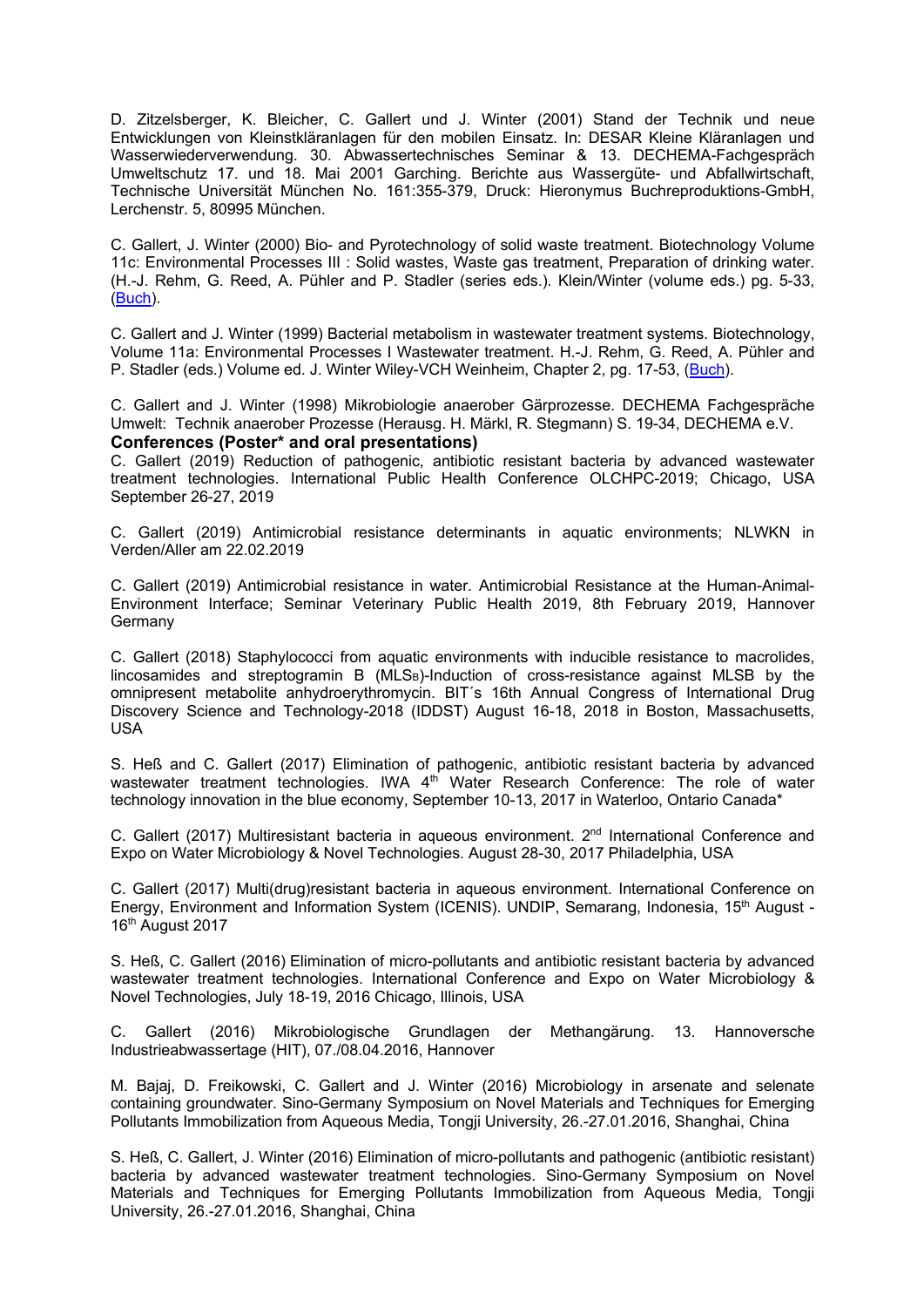D. Zitzelsberger, K. Bleicher, C. Gallert und J. Winter (2001) Stand der Technik und neue Entwicklungen von Kleinstkläranlagen für den mobilen Einsatz. In: DESAR Kleine Kläranlagen und Wasserwiederverwendung. 30. Abwassertechnisches Seminar & 13. DECHEMA-Fachgespräch Umweltschutz 17. und 18. Mai 2001 Garching. Berichte aus Wassergüte- und Abfallwirtschaft, Technische Universität München No. 161:355-379, Druck: Hieronymus Buchreproduktions-GmbH, Lerchenstr. 5, 80995 München.

C. Gallert, J. Winter (2000) Bio- and Pyrotechnology of solid waste treatment. Biotechnology Volume 11c: Environmental Processes III : Solid wastes, Waste gas treatment, Preparation of drinking water. (H.-J. Rehm, G. Reed, A. Pühler and P. Stadler (series eds.). Klein/Winter (volume eds.) pg. 5-33, (Buch).

C. Gallert and J. Winter (1999) Bacterial metabolism in wastewater treatment systems. Biotechnology, Volume 11a: Environmental Processes I Wastewater treatment. H.-J. Rehm, G. Reed, A. Pühler and P. Stadler (eds.) Volume ed. J. Winter Wiley-VCH Weinheim, Chapter 2, pg. 17-53, (Buch).

C. Gallert and J. Winter (1998) Mikrobiologie anaerober Gärprozesse. DECHEMA Fachgespräche Umwelt: Technik anaerober Prozesse (Herausg. H. Märkl, R. Stegmann) S. 19-34, DECHEMA e.V.

**Conferences (Poster* and oral presentations)**

C. Gallert (2019) Reduction of pathogenic, antibiotic resistant bacteria by advanced wastewater treatment technologies. International Public Health Conference OLCHPC-2019; Chicago, USA September 26-27, 2019

C. Gallert (2019) Antimicrobial resistance determinants in aquatic environments; NLWKN in Verden/Aller am 22.02.2019

C. Gallert (2019) Antimicrobial resistance in water. Antimicrobial Resistance at the Human-Animal-Environment Interface; Seminar Veterinary Public Health 2019, 8th February 2019, Hannover Germany

C. Gallert (2018) Staphylococci from aquatic environments with inducible resistance to macrolides, lincosamides and streptogramin B ($MLS_B$)-Induction of cross-resistance against MLSB by the omnipresent metabolite anhydroerythromycin. BIT´s 16th Annual Congress of International Drug Discovery Science and Technology-2018 (IDDST) August 16-18, 2018 in Boston, Massachusetts, USA

S. Heß and C. Gallert (2017) Elimination of pathogenic, antibiotic resistant bacteria by advanced wastewater treatment technologies. IWA 4th Water Research Conference: The role of water technology innovation in the blue economy, September 10-13, 2017 in Waterloo, Ontario Canada*

C. Gallert (2017) Multiresistant bacteria in aqueous environment. 2nd International Conference and Expo on Water Microbiology & Novel Technologies. August 28-30, 2017 Philadelphia, USA

C. Gallert (2017) Multi(drug)resistant bacteria in aqueous environment. International Conference on Energy, Environment and Information System (ICENIS). UNDIP, Semarang, Indonesia, 15th August - 16th August 2017

S. Heß, C. Gallert (2016) Elimination of micro-pollutants and antibiotic resistant bacteria by advanced wastewater treatment technologies. International Conference and Expo on Water Microbiology & Novel Technologies, July 18-19, 2016 Chicago, Illinois, USA

C. Gallert (2016) Mikrobiologische Grundlagen der Methangärung. 13. Hannoversche Industrieabwassertage (HIT), 07./08.04.2016, Hannover

M. Bajaj, D. Freikowski, C. Gallert and J. Winter (2016) Microbiology in arsenate and selenate containing groundwater. Sino-Germany Symposium on Novel Materials and Techniques for Emerging Pollutants Immobilization from Aqueous Media, Tongji University, 26.-27.01.2016, Shanghai, China

S. Heß, C. Gallert, J. Winter (2016) Elimination of micro-pollutants and pathogenic (antibiotic resistant) bacteria by advanced wastewater treatment technologies. Sino-Germany Symposium on Novel Materials and Techniques for Emerging Pollutants Immobilization from Aqueous Media, Tongji University, 26.-27.01.2016, Shanghai, China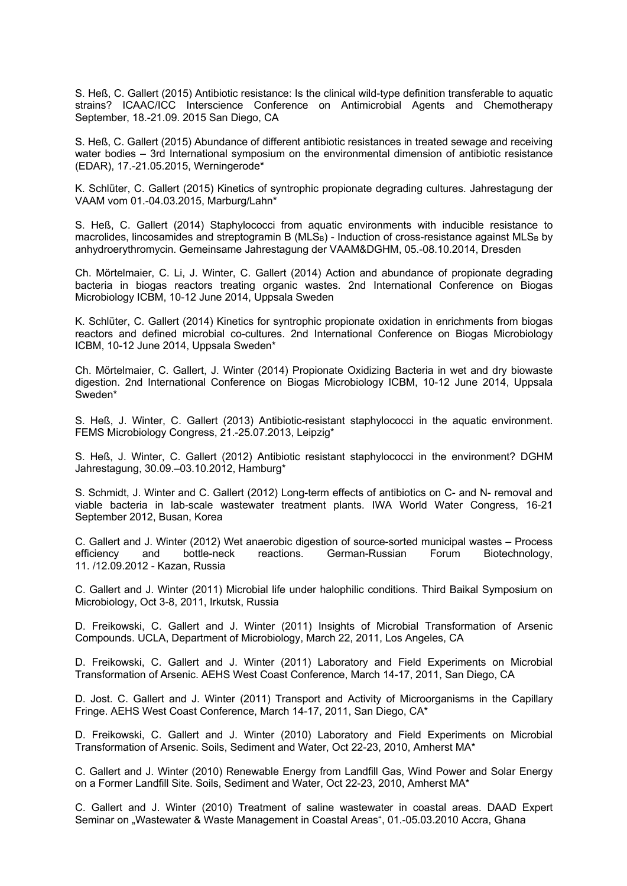S. Heß, C. Gallert (2015) Antibiotic resistance: Is the clinical wild-type definition transferable to aquatic strains? ICAAC/ICC Interscience Conference on Antimicrobial Agents and Chemotherapy September, 18.-21.09. 2015 San Diego, CA

S. Heß, C. Gallert (2015) Abundance of different antibiotic resistances in treated sewage and receiving water bodies – 3rd International symposium on the environmental dimension of antibiotic resistance (EDAR), 17.-21.05.2015, Werningerode*

K. Schlüter, C. Gallert (2015) Kinetics of syntrophic propionate degrading cultures. Jahrestagung der VAAM vom 01.-04.03.2015, Marburg/Lahn*

S. Heß, C. Gallert (2014) Staphylococci from aquatic environments with inducible resistance to macrolides, lincosamides and streptogramin B ($MLS_B$) - Induction of cross-resistance against $MLS_B$ by anhydroerythromycin. Gemeinsame Jahrestagung der VAAM&DGHM, 05.-08.10.2014, Dresden

Ch. Mörtelmaier, C. Li, J. Winter, C. Gallert (2014) Action and abundance of propionate degrading bacteria in biogas reactors treating organic wastes. 2nd International Conference on Biogas Microbiology ICBM, 10-12 June 2014, Uppsala Sweden

K. Schlüter, C. Gallert (2014) Kinetics for syntrophic propionate oxidation in enrichments from biogas reactors and defined microbial co-cultures. 2nd International Conference on Biogas Microbiology ICBM, 10-12 June 2014, Uppsala Sweden*

Ch. Mörtelmaier, C. Gallert, J. Winter (2014) Propionate Oxidizing Bacteria in wet and dry biowaste digestion. 2nd International Conference on Biogas Microbiology ICBM, 10-12 June 2014, Uppsala Sweden*

S. Heß, J. Winter, C. Gallert (2013) Antibiotic-resistant staphylococci in the aquatic environment. FEMS Microbiology Congress, 21.-25.07.2013, Leipzig*

S. Heß, J. Winter, C. Gallert (2012) Antibiotic resistant staphylococci in the environment? DGHM Jahrestagung, 30.09.–03.10.2012, Hamburg*

S. Schmidt, J. Winter and C. Gallert (2012) Long-term effects of antibiotics on C- and N- removal and viable bacteria in lab-scale wastewater treatment plants. IWA World Water Congress, 16-21 September 2012, Busan, Korea

C. Gallert and J. Winter (2012) Wet anaerobic digestion of source-sorted municipal wastes – Process efficiency and bottle-neck reactions. German-Russian Forum Biotechnology, 11. /12.09.2012 - Kazan, Russia

C. Gallert and J. Winter (2011) Microbial life under halophilic conditions. Third Baikal Symposium on Microbiology, Oct 3-8, 2011, Irkutsk, Russia

D. Freikowski, C. Gallert and J. Winter (2011) Insights of Microbial Transformation of Arsenic Compounds. UCLA, Department of Microbiology, March 22, 2011, Los Angeles, CA

D. Freikowski, C. Gallert and J. Winter (2011) Laboratory and Field Experiments on Microbial Transformation of Arsenic. AEHS West Coast Conference, March 14-17, 2011, San Diego, CA

D. Jost. C. Gallert and J. Winter (2011) Transport and Activity of Microorganisms in the Capillary Fringe. AEHS West Coast Conference, March 14-17, 2011, San Diego, CA*

D. Freikowski, C. Gallert and J. Winter (2010) Laboratory and Field Experiments on Microbial Transformation of Arsenic. Soils, Sediment and Water, Oct 22-23, 2010, Amherst MA*

C. Gallert and J. Winter (2010) Renewable Energy from Landfill Gas, Wind Power and Solar Energy on a Former Landfill Site. Soils, Sediment and Water, Oct 22-23, 2010, Amherst MA*

C. Gallert and J. Winter (2010) Treatment of saline wastewater in coastal areas. DAAD Expert Seminar on „Wastewater & Waste Management in Coastal Areas“, 01.-05.03.2010 Accra, Ghana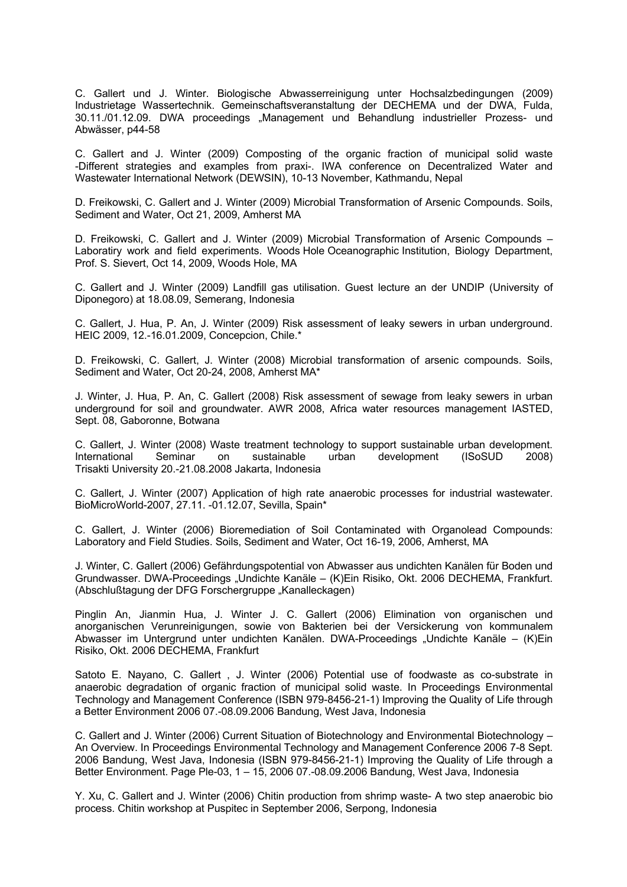C. Gallert und J. Winter. Biologische Abwasserreinigung unter Hochsalzbedingungen (2009) Industrietage Wassertechnik. Gemeinschaftsveranstaltung der DECHEMA und der DWA, Fulda, 30.11./01.12.09. DWA proceedings „Management und Behandlung industrieller Prozess- und Abwässer, p44-58

C. Gallert and J. Winter (2009) Composting of the organic fraction of municipal solid waste -Different strategies and examples from praxi-. IWA conference on Decentralized Water and Wastewater International Network (DEWSIN), 10-13 November, Kathmandu, Nepal

D. Freikowski, C. Gallert and J. Winter (2009) Microbial Transformation of Arsenic Compounds. Soils, Sediment and Water, Oct 21, 2009, Amherst MA

D. Freikowski, C. Gallert and J. Winter (2009) Microbial Transformation of Arsenic Compounds – Laboratiry work and field experiments. Woods Hole Oceanographic Institution, Biology Department, Prof. S. Sievert, Oct 14, 2009, Woods Hole, MA

C. Gallert and J. Winter (2009) Landfill gas utilisation. Guest lecture an der UNDIP (University of Diponegoro) at 18.08.09, Semerang, Indonesia

C. Gallert, J. Hua, P. An, J. Winter (2009) Risk assessment of leaky sewers in urban underground. HEIC 2009, 12.-16.01.2009, Concepcion, Chile.*

D. Freikowski, C. Gallert, J. Winter (2008) Microbial transformation of arsenic compounds. Soils, Sediment and Water, Oct 20-24, 2008, Amherst MA*

J. Winter, J. Hua, P. An, C. Gallert (2008) Risk assessment of sewage from leaky sewers in urban underground for soil and groundwater. AWR 2008, Africa water resources management IASTED, Sept. 08, Gaboronne, Botwana

C. Gallert, J. Winter (2008) Waste treatment technology to support sustainable urban development. International Seminar on sustainable urban development (ISoSUD 2008) Trisakti University 20.-21.08.2008 Jakarta, Indonesia

C. Gallert, J. Winter (2007) Application of high rate anaerobic processes for industrial wastewater. BioMicroWorld-2007, 27.11. -01.12.07, Sevilla, Spain*

C. Gallert, J. Winter (2006) Bioremediation of Soil Contaminated with Organolead Compounds: Laboratory and Field Studies. Soils, Sediment and Water, Oct 16-19, 2006, Amherst, MA

J. Winter, C. Gallert (2006) Gefährdungspotential von Abwasser aus undichten Kanälen für Boden und Grundwasser. DWA-Proceedings „Undichte Kanäle – (K)Ein Risiko, Okt. 2006 DECHEMA, Frankfurt. (Abschlußtagung der DFG Forschergruppe „Kanalleckagen)

Pinglin An, Jianmin Hua, J. Winter J. C. Gallert (2006) Elimination von organischen und anorganischen Verunreinigungen, sowie von Bakterien bei der Versickerung von kommunalem Abwasser im Untergrund unter undichten Kanälen. DWA-Proceedings „Undichte Kanäle – (K)Ein Risiko, Okt. 2006 DECHEMA, Frankfurt

Satoto E. Nayano, C. Gallert , J. Winter (2006) Potential use of foodwaste as co-substrate in anaerobic degradation of organic fraction of municipal solid waste. In Proceedings Environmental Technology and Management Conference (ISBN 979-8456-21-1) Improving the Quality of Life through a Better Environment 2006 07.-08.09.2006 Bandung, West Java, Indonesia

C. Gallert and J. Winter (2006) Current Situation of Biotechnology and Environmental Biotechnology – An Overview. In Proceedings Environmental Technology and Management Conference 2006 7-8 Sept. 2006 Bandung, West Java, Indonesia (ISBN 979-8456-21-1) Improving the Quality of Life through a Better Environment. Page Ple-03, 1 – 15, 2006 07.-08.09.2006 Bandung, West Java, Indonesia

Y. Xu, C. Gallert and J. Winter (2006) Chitin production from shrimp waste- A two step anaerobic bio process. Chitin workshop at Puspitec in September 2006, Serpong, Indonesia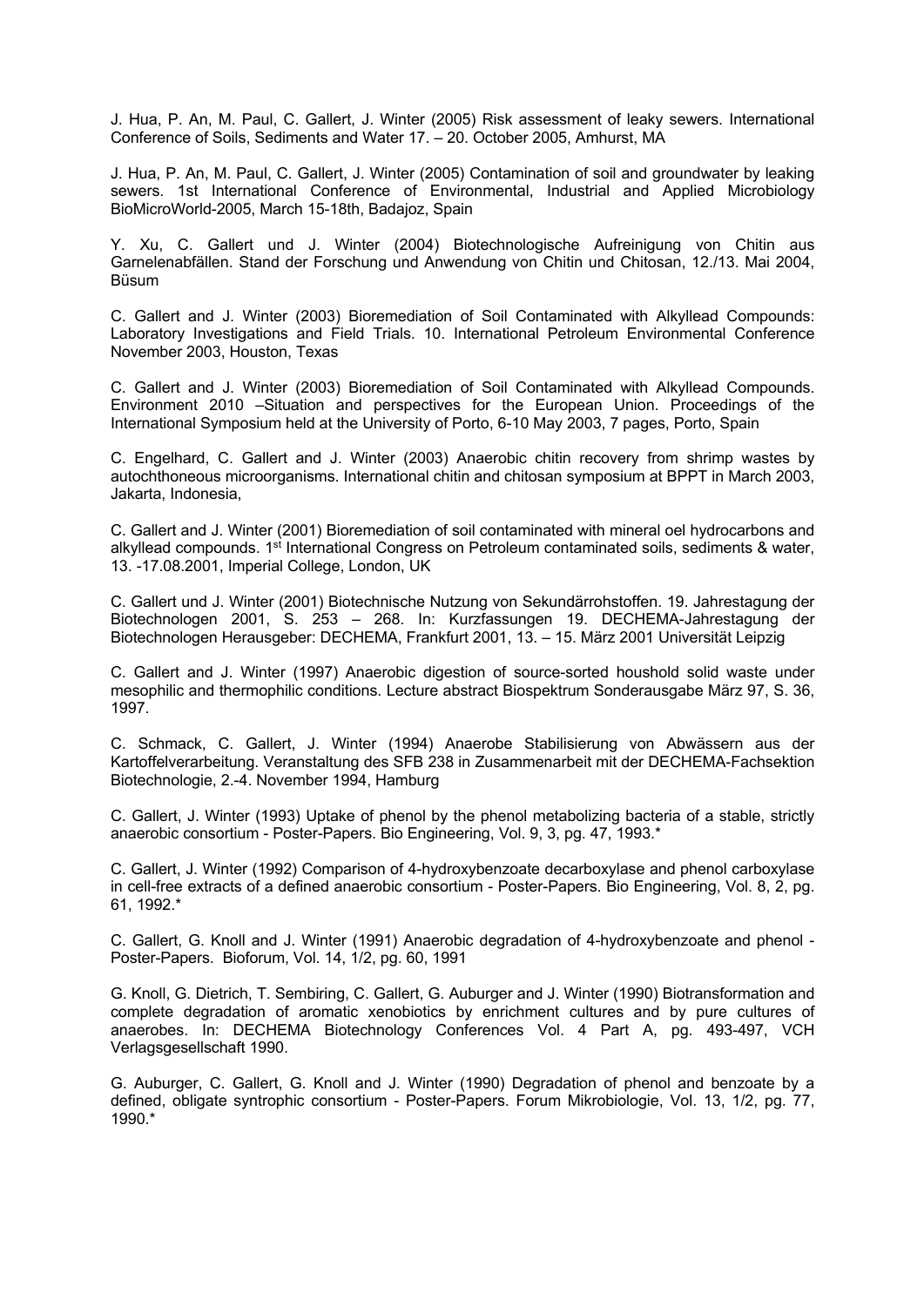J. Hua, P. An, M. Paul, C. Gallert, J. Winter (2005) Risk assessment of leaky sewers. International Conference of Soils, Sediments and Water 17. – 20. October 2005, Amhurst, MA

J. Hua, P. An, M. Paul, C. Gallert, J. Winter (2005) Contamination of soil and groundwater by leaking sewers. 1st International Conference of Environmental, Industrial and Applied Microbiology BioMicroWorld-2005, March 15-18th, Badajoz, Spain

Y. Xu, C. Gallert und J. Winter (2004) Biotechnologische Aufreinigung von Chitin aus Garnelenabfällen. Stand der Forschung und Anwendung von Chitin und Chitosan, 12./13. Mai 2004, Büsum

C. Gallert and J. Winter (2003) Bioremediation of Soil Contaminated with Alkyllead Compounds: Laboratory Investigations and Field Trials. 10. International Petroleum Environmental Conference November 2003, Houston, Texas

C. Gallert and J. Winter (2003) Bioremediation of Soil Contaminated with Alkyllead Compounds. Environment 2010 –Situation and perspectives for the European Union. Proceedings of the International Symposium held at the University of Porto, 6-10 May 2003, 7 pages, Porto, Spain

C. Engelhard, C. Gallert and J. Winter (2003) Anaerobic chitin recovery from shrimp wastes by autochthoneous microorganisms. International chitin and chitosan symposium at BPPT in March 2003, Jakarta, Indonesia,

C. Gallert and J. Winter (2001) Bioremediation of soil contaminated with mineral oel hydrocarbons and alkyllead compounds. 1st International Congress on Petroleum contaminated soils, sediments & water, 13. -17.08.2001, Imperial College, London, UK

C. Gallert und J. Winter (2001) Biotechnische Nutzung von Sekundärrohstoffen. 19. Jahrestagung der Biotechnologen 2001, S. 253 – 268. In: Kurzfassungen 19. DECHEMA-Jahrestagung der Biotechnologen Herausgeber: DECHEMA, Frankfurt 2001, 13. – 15. März 2001 Universität Leipzig

C. Gallert and J. Winter (1997) Anaerobic digestion of source-sorted houshold solid waste under mesophilic and thermophilic conditions. Lecture abstract Biospektrum Sonderausgabe März 97, S. 36, 1997.

C. Schmack, C. Gallert, J. Winter (1994) Anaerobe Stabilisierung von Abwässern aus der Kartoffelverarbeitung. Veranstaltung des SFB 238 in Zusammenarbeit mit der DECHEMA-Fachsektion Biotechnologie, 2.-4. November 1994, Hamburg

C. Gallert, J. Winter (1993) Uptake of phenol by the phenol metabolizing bacteria of a stable, strictly anaerobic consortium - Poster-Papers. Bio Engineering, Vol. 9, 3, pg. 47, 1993.*

C. Gallert, J. Winter (1992) Comparison of 4-hydroxybenzoate decarboxylase and phenol carboxylase in cell-free extracts of a defined anaerobic consortium - Poster-Papers. Bio Engineering, Vol. 8, 2, pg. 61, 1992.*

C. Gallert, G. Knoll and J. Winter (1991) Anaerobic degradation of 4-hydroxybenzoate and phenol - Poster-Papers. Bioforum, Vol. 14, 1/2, pg. 60, 1991

G. Knoll, G. Dietrich, T. Sembiring, C. Gallert, G. Auburger and J. Winter (1990) Biotransformation and complete degradation of aromatic xenobiotics by enrichment cultures and by pure cultures of anaerobes. In: DECHEMA Biotechnology Conferences Vol. 4 Part A, pg. 493-497, VCH Verlagsgesellschaft 1990.

G. Auburger, C. Gallert, G. Knoll and J. Winter (1990) Degradation of phenol and benzoate by a defined, obligate syntrophic consortium - Poster-Papers. Forum Mikrobiologie, Vol. 13, 1/2, pg. 77, 1990.*